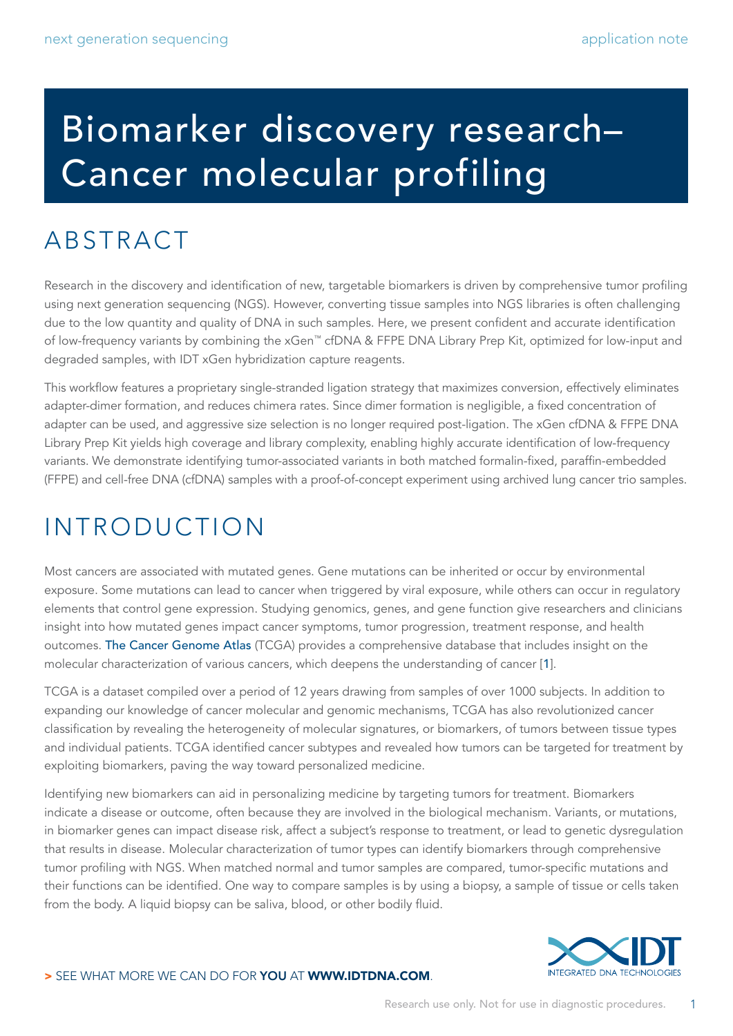# Biomarker discovery research–Cancer molecular profiling

## ABSTRACT

Research in the discovery and identification of new, targetable biomarkers is driven by comprehensive tumor profiling using next generation sequencing (NGS). However, converting tissue samples into NGS libraries is often challenging due to the low quantity and quality of DNA in such samples. Here, we present confident and accurate identification of low-frequency variants by combining the xGen™ cfDNA & FFPE DNA Library Prep Kit, optimized for low-input and degraded samples, with IDT xGen hybridization capture reagents.

This workflow features a proprietary single-stranded ligation strategy that maximizes conversion, effectively eliminates adapter-dimer formation, and reduces chimera rates. Since dimer formation is negligible, a fixed concentration of adapter can be used, and aggressive size selection is no longer required post-ligation. The xGen cfDNA & FFPE DNA Library Prep Kit yields high coverage and library complexity, enabling highly accurate identification of low-frequency variants. We demonstrate identifying tumor-associated variants in both matched formalin-fixed, paraffin-embedded (FFPE) and cell-free DNA (cfDNA) samples with a proof-of-concept experiment using archived lung cancer trio samples.

## INTRODUCTION

Most cancers are associated with mutated genes. Gene mutations can be inherited or occur by environmental exposure. Some mutations can lead to cancer when triggered by viral exposure, while others can occur in regulatory elements that control gene expression. Studying genomics, genes, and gene function give researchers and clinicians insight into how mutated genes impact cancer symptoms, tumor progression, treatment response, and health outcomes. The Cancer Genome Atlas (TCGA) provides a comprehensive database that includes insight on the molecular characterization of various cancers, which deepens the understanding of cancer [1].

TCGA is a dataset compiled over a period of 12 years drawing from samples of over 1000 subjects. In addition to expanding our knowledge of cancer molecular and genomic mechanisms, TCGA has also revolutionized cancer classification by revealing the heterogeneity of molecular signatures, or biomarkers, of tumors between tissue types and individual patients. TCGA identified cancer subtypes and revealed how tumors can be targeted for treatment by exploiting biomarkers, paving the way toward personalized medicine.

Identifying new biomarkers can aid in personalizing medicine by targeting tumors for treatment. Biomarkers indicate a disease or outcome, often because they are involved in the biological mechanism. Variants, or mutations, in biomarker genes can impact disease risk, affect a subject's response to treatment, or lead to genetic dysregulation that results in disease. Molecular characterization of tumor types can identify biomarkers through comprehensive tumor profiling with NGS. When matched normal and tumor samples are compared, tumor-specific mutations and their functions can be identified. One way to compare samples is by using a biopsy, a sample of tissue or cells taken from the body. A liquid biopsy can be saliva, blood, or other bodily fluid.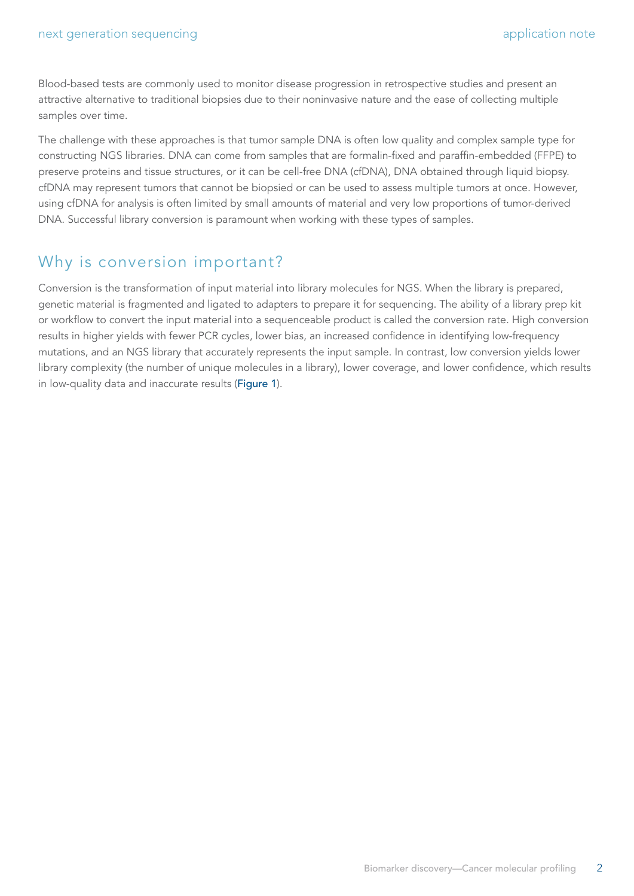Blood-based tests are commonly used to monitor disease progression in retrospective studies and present an attractive alternative to traditional biopsies due to their noninvasive nature and the ease of collecting multiple samples over time.

The challenge with these approaches is that tumor sample DNA is often low quality and complex sample type for constructing NGS libraries. DNA can come from samples that are formalin-fixed and paraffin-embedded (FFPE) to preserve proteins and tissue structures, or it can be cell-free DNA (cfDNA), DNA obtained through liquid biopsy. cfDNA may represent tumors that cannot be biopsied or can be used to assess multiple tumors at once. However, using cfDNA for analysis is often limited by small amounts of material and very low proportions of tumor-derived DNA. Successful library conversion is paramount when working with these types of samples.

## Why is conversion important?

Conversion is the transformation of input material into library molecules for NGS. When the library is prepared, genetic material is fragmented and ligated to adapters to prepare it for sequencing. The ability of a library prep kit or workflow to convert the input material into a sequenceable product is called the conversion rate. High conversion results in higher yields with fewer PCR cycles, lower bias, an increased confidence in identifying low-frequency mutations, and an NGS library that accurately represents the input sample. In contrast, low conversion yields lower library complexity (the number of unique molecules in a library), lower coverage, and lower confidence, which results in low-quality data and inaccurate results (Figure 1).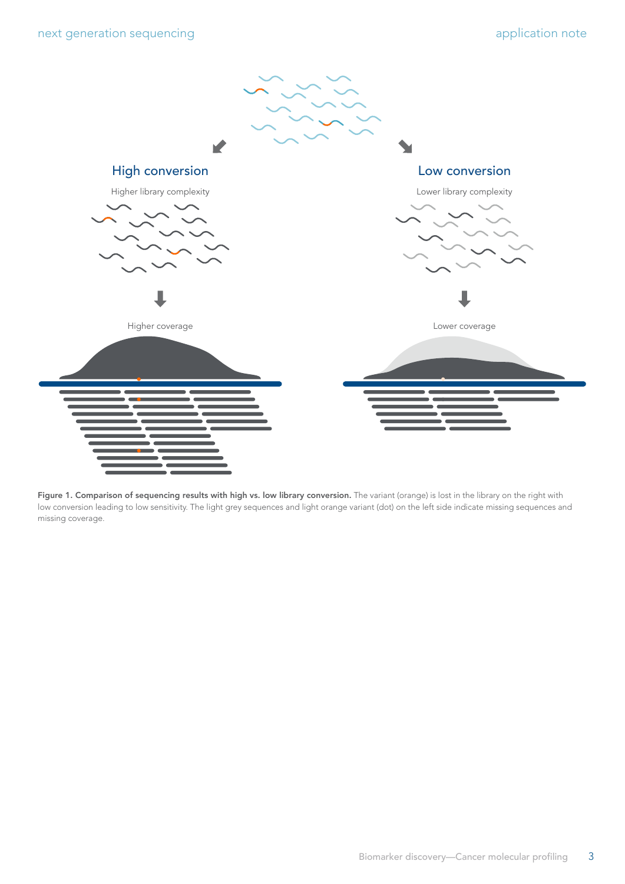High conversion

Higher library complexity

Higher coverage

Low conversion

Lower library complexity

Lower coverage

**Figure 1. Comparison of sequencing results with high vs. low library conversion.** The variant (orange) is lost in the library on the right with low conversion leading to low sensitivity. The light grey sequences and light orange variant (dot) on the left side indicate missing sequences and missing coverage.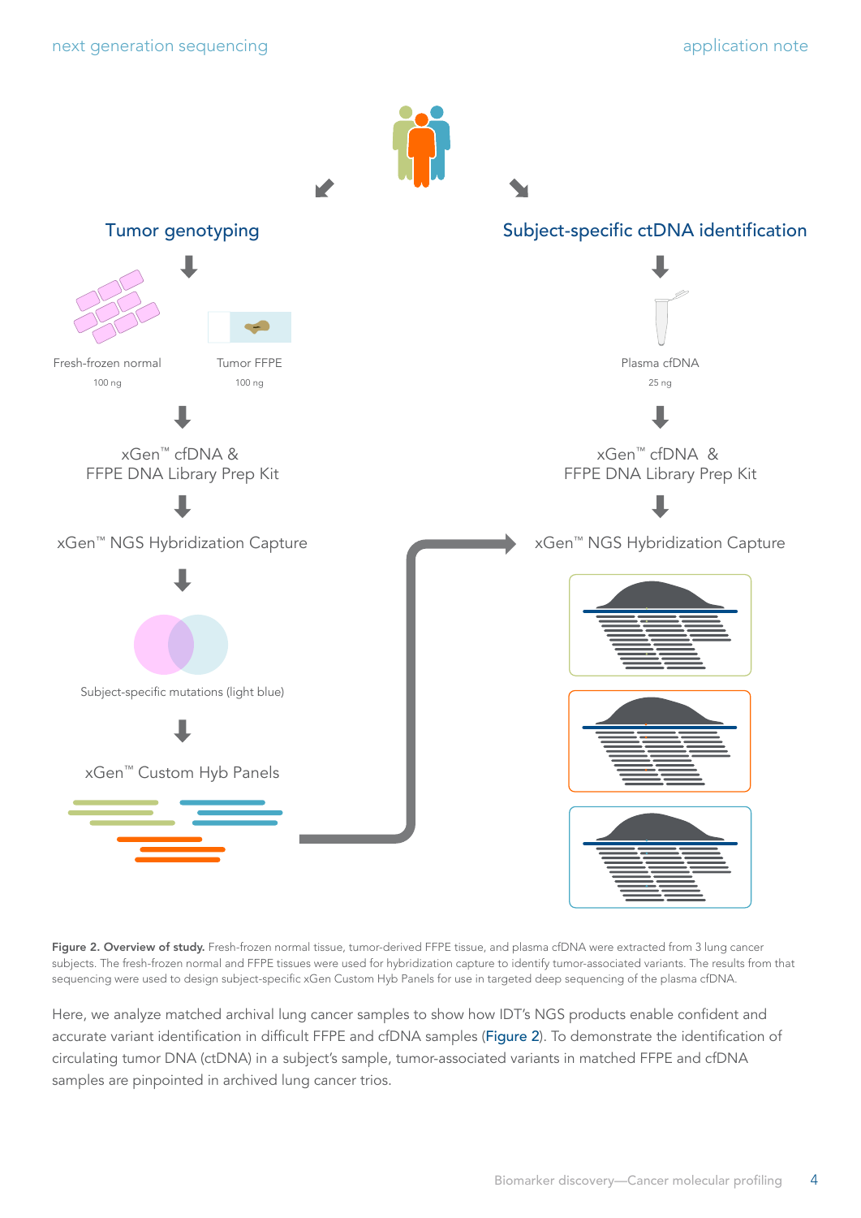Tumor genotyping

Fresh-frozen normal
100 ng

Tumor FFPE
100 ng

xGen™ cfDNA & FFPE DNA Library Prep Kit

xGen™ NGS Hybridization Capture

Subject-specific mutations (light blue)

xGen™ Custom Hyb Panels

Subject-specific ctDNA identification

Plasma cfDNA
25 ng

xGen™ cfDNA & FFPE DNA Library Prep Kit

xGen™ NGS Hybridization Capture

**Figure 2. Overview of study.** Fresh-frozen normal tissue, tumor-derived FFPE tissue, and plasma cfDNA were extracted from 3 lung cancer subjects. The fresh-frozen normal and FFPE tissues were used for hybridization capture to identify tumor-associated variants. The results from that sequencing were used to design subject-specific xGen Custom Hyb Panels for use in targeted deep sequencing of the plasma cfDNA.

Here, we analyze matched archival lung cancer samples to show how IDT's NGS products enable confident and accurate variant identification in difficult FFPE and cfDNA samples (Figure 2). To demonstrate the identification of circulating tumor DNA (ctDNA) in a subject's sample, tumor-associated variants in matched FFPE and cfDNA samples are pinpointed in archived lung cancer trios.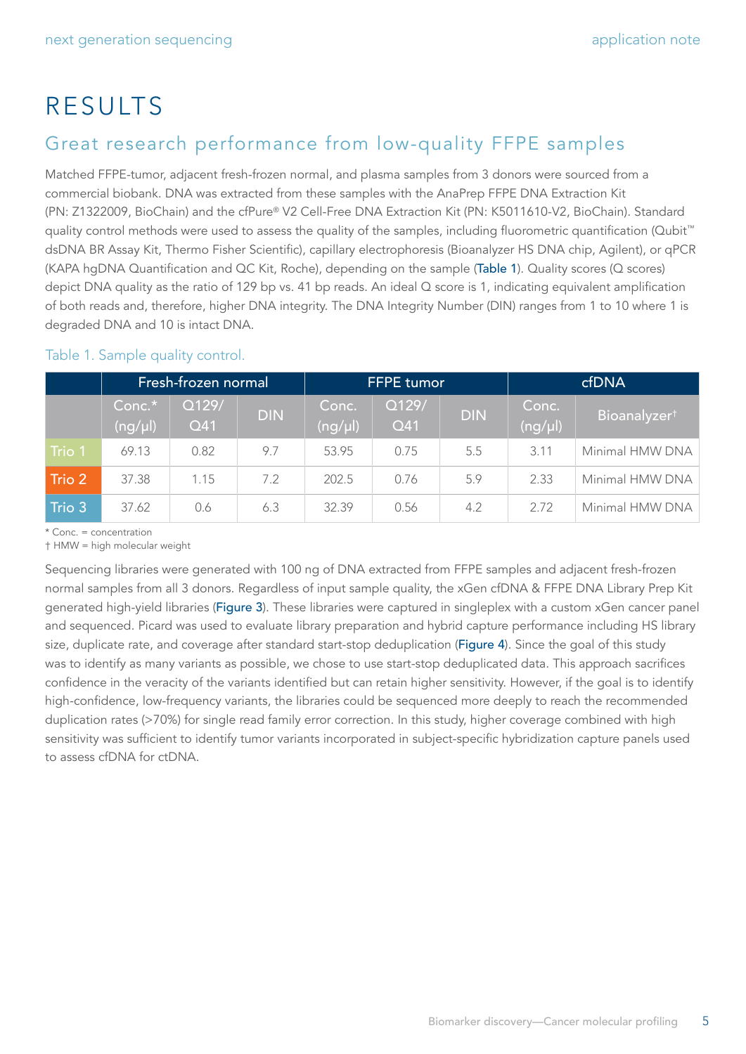# RESULTS

## Great research performance from low-quality FFPE samples

Matched FFPE-tumor, adjacent fresh-frozen normal, and plasma samples from 3 donors were sourced from a commercial biobank. DNA was extracted from these samples with the AnaPrep FFPE DNA Extraction Kit (PN: Z1322009, BioChain) and the cfPure® V2 Cell-Free DNA Extraction Kit (PN: K5011610-V2, BioChain). Standard quality control methods were used to assess the quality of the samples, including fluorometric quantification (Qubit™ dsDNA BR Assay Kit, Thermo Fisher Scientific), capillary electrophoresis (Bioanalyzer HS DNA chip, Agilent), or qPCR (KAPA hgDNA Quantification and QC Kit, Roche), depending on the sample (Table 1). Quality scores (Q scores) depict DNA quality as the ratio of 129 bp vs. 41 bp reads. An ideal Q score is 1, indicating equivalent amplification of both reads and, therefore, higher DNA integrity. The DNA Integrity Number (DIN) ranges from 1 to 10 where 1 is degraded DNA and 10 is intact DNA.

Table 1. Sample quality control.

| | Fresh-frozen normal | | | FFPE tumor | | | cfDNA | |
|---|---|---|---|---|---|---|---|---|
| | Conc.* (ng/µl) | Q129/Q41 | DIN | Conc. (ng/µl) | Q129/Q41 | DIN | Conc. (ng/µl) | Bioanalyzer† |
| Trio 1 | 69.13 | 0.82 | 9.7 | 53.95 | 0.75 | 5.5 | 3.11 | Minimal HMW DNA |
| Trio 2 | 37.38 | 1.15 | 7.2 | 202.5 | 0.76 | 5.9 | 2.33 | Minimal HMW DNA |
| Trio 3 | 37.62 | 0.6 | 6.3 | 32.39 | 0.56 | 4.2 | 2.72 | Minimal HMW DNA |

\* Conc. = concentration
† HMW = high molecular weight

Sequencing libraries were generated with 100 ng of DNA extracted from FFPE samples and adjacent fresh-frozen normal samples from all 3 donors. Regardless of input sample quality, the xGen cfDNA & FFPE DNA Library Prep Kit generated high-yield libraries (Figure 3). These libraries were captured in singleplex with a custom xGen cancer panel and sequenced. Picard was used to evaluate library preparation and hybrid capture performance including HS library size, duplicate rate, and coverage after standard start-stop deduplication (Figure 4). Since the goal of this study was to identify as many variants as possible, we chose to use start-stop deduplicated data. This approach sacrifices confidence in the veracity of the variants identified but can retain higher sensitivity. However, if the goal is to identify high-confidence, low-frequency variants, the libraries could be sequenced more deeply to reach the recommended duplication rates (>70%) for single read family error correction. In this study, higher coverage combined with high sensitivity was sufficient to identify tumor variants incorporated in subject-specific hybridization capture panels used to assess cfDNA for ctDNA.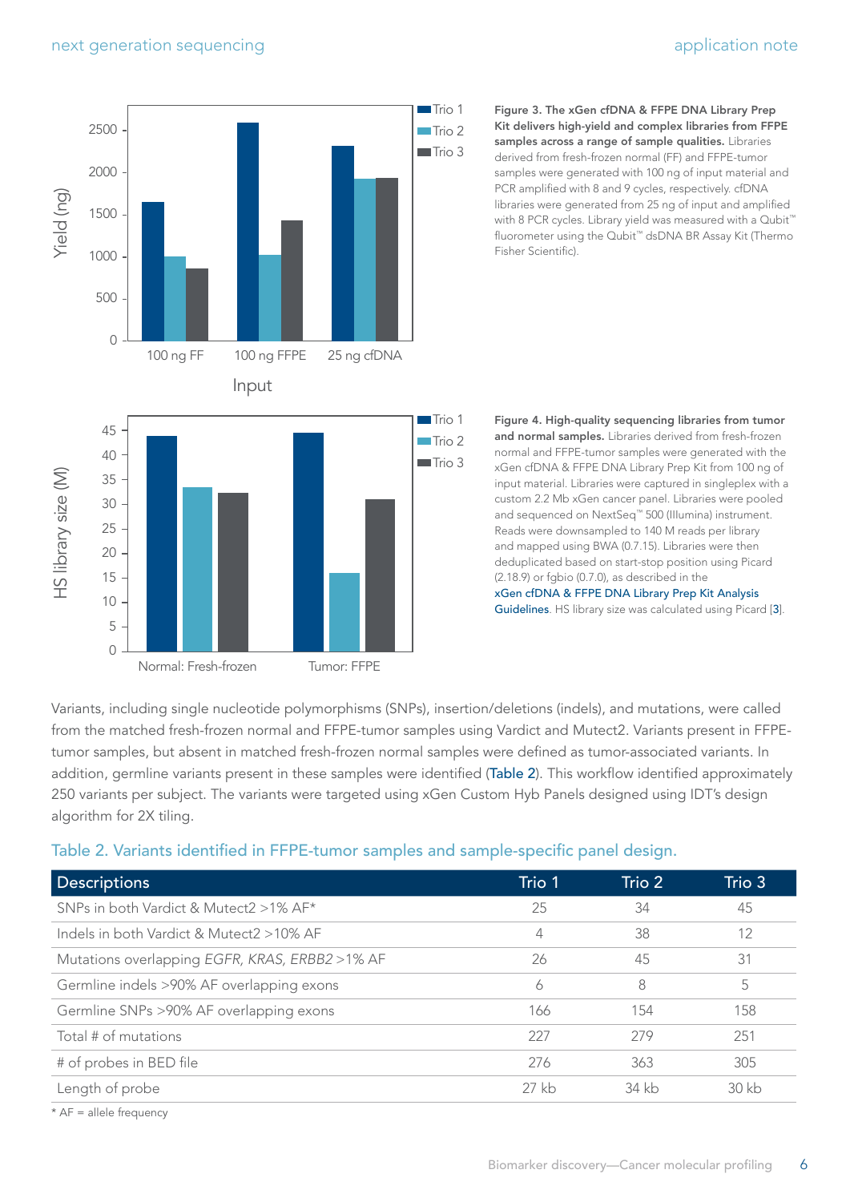Yield (ng)

2500
2000
1500
1000
500
0

100 ng FF
100 ng FFPE
25 ng cfDNA

Input

Trio 1
Trio 2
Trio 3

**Figure 3. The xGen cfDNA & FFPE DNA Library Prep Kit delivers high-yield and complex libraries from FFPE samples across a range of sample qualities.** Libraries derived from fresh-frozen normal (FF) and FFPE-tumor samples were generated with 100 ng of input material and PCR amplified with 8 and 9 cycles, respectively. cfDNA libraries were generated from 25 ng of input and amplified with 8 PCR cycles. Library yield was measured with a Qubit™ fluorometer using the Qubit™ dsDNA BR Assay Kit (Thermo Fisher Scientific).

HS library size (M)

45
40
35
30
25
20
15
10
5
0

Normal: Fresh-frozen
Tumor: FFPE

Trio 1
Trio 2
Trio 3

**Figure 4. High-quality sequencing libraries from tumor and normal samples.** Libraries derived from fresh-frozen normal and FFPE-tumor samples were generated with the xGen cfDNA & FFPE DNA Library Prep Kit from 100 ng of input material. Libraries were captured in singleplex with a custom 2.2 Mb xGen cancer panel. Libraries were pooled and sequenced on NextSeq™ 500 (Illumina) instrument. Reads were downsampled to 140 M reads per library and mapped using BWA (0.7.15). Libraries were then deduplicated based on start-stop position using Picard (2.18.9) or fgbio (0.7.0), as described in the xGen cfDNA & FFPE DNA Library Prep Kit Analysis Guidelines. HS library size was calculated using Picard [3].

Variants, including single nucleotide polymorphisms (SNPs), insertion/deletions (indels), and mutations, were called from the matched fresh-frozen normal and FFPE-tumor samples using Vardict and Mutect2. Variants present in FFPE-tumor samples, but absent in matched fresh-frozen normal samples were defined as tumor-associated variants. In addition, germline variants present in these samples were identified (Table 2). This workflow identified approximately 250 variants per subject. The variants were targeted using xGen Custom Hyb Panels designed using IDT's design algorithm for 2X tiling.

## Table 2. Variants identified in FFPE-tumor samples and sample-specific panel design.

| Descriptions | Trio 1 | Trio 2 | Trio 3 |
|---|---|---|---|
| SNPs in both Vardict & Mutect2 >1% AF* | 25 | 34 | 45 |
| Indels in both Vardict & Mutect2 >10% AF | 4 | 38 | 12 |
| Mutations overlapping *EGFR, KRAS, ERBB2* >1% AF | 26 | 45 | 31 |
| Germline indels >90% AF overlapping exons | 6 | 8 | 5 |
| Germline SNPs >90% AF overlapping exons | 166 | 154 | 158 |
| Total # of mutations | 227 | 279 | 251 |
| # of probes in BED file | 276 | 363 | 305 |
| Length of probe | 27 kb | 34 kb | 30 kb |

* AF = allele frequency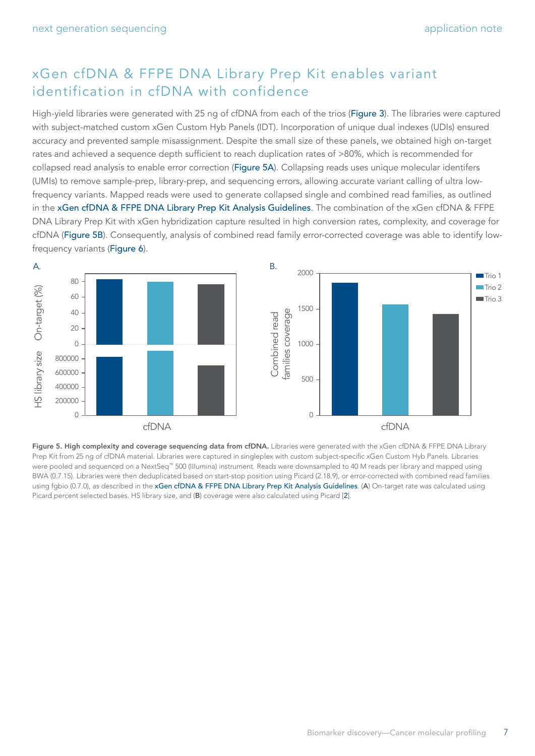## xGen cfDNA & FFPE DNA Library Prep Kit enables variant identification in cfDNA with confidence

High-yield libraries were generated with 25 ng of cfDNA from each of the trios (Figure 3). The libraries were captured with subject-matched custom xGen Custom Hyb Panels (IDT). Incorporation of unique dual indexes (UDIs) ensured accuracy and prevented sample misassignment. Despite the small size of these panels, we obtained high on-target rates and achieved a sequence depth sufficient to reach duplication rates of >80%, which is recommended for collapsed read analysis to enable error correction (Figure 5A). Collapsing reads uses unique molecular identifers (UMIs) to remove sample-prep, library-prep, and sequencing errors, allowing accurate variant calling of ultra low-frequency variants. Mapped reads were used to generate collapsed single and combined read families, as outlined in the xGen cfDNA & FFPE DNA Library Prep Kit Analysis Guidelines. The combination of the xGen cfDNA & FFPE DNA Library Prep Kit with xGen hybridization capture resulted in high conversion rates, complexity, and coverage for cfDNA (Figure 5B). Consequently, analysis of combined read family error-corrected coverage was able to identify low-frequency variants (Figure 6).

A.

On-target (%)
0
20
40
60
80

HS library size
0
200000
400000
600000
800000

cfDNA

B.

Combined read families coverage
0
500
1000
1500
2000

cfDNA

Trio 1
Trio 2
Trio 3

**Figure 5. High complexity and coverage sequencing data from cfDNA.** Libraries were generated with the xGen cfDNA & FFPE DNA Library Prep Kit from 25 ng of cfDNA material. Libraries were captured in singleplex with custom subject-specific xGen Custom Hyb Panels. Libraries were pooled and sequenced on a NextSeq™ 500 (Illumina) instrument. Reads were downsampled to 40 M reads per library and mapped using BWA (0.7.15). Libraries were then deduplicated based on start-stop position using Picard (2.18.9), or error-corrected with combined read families using fgbio (0.7.0), as described in the xGen cfDNA & FFPE DNA Library Prep Kit Analysis Guidelines. (**A**) On-target rate was calculated using Picard percent selected bases. HS library size, and (**B**) coverage were also calculated using Picard [2].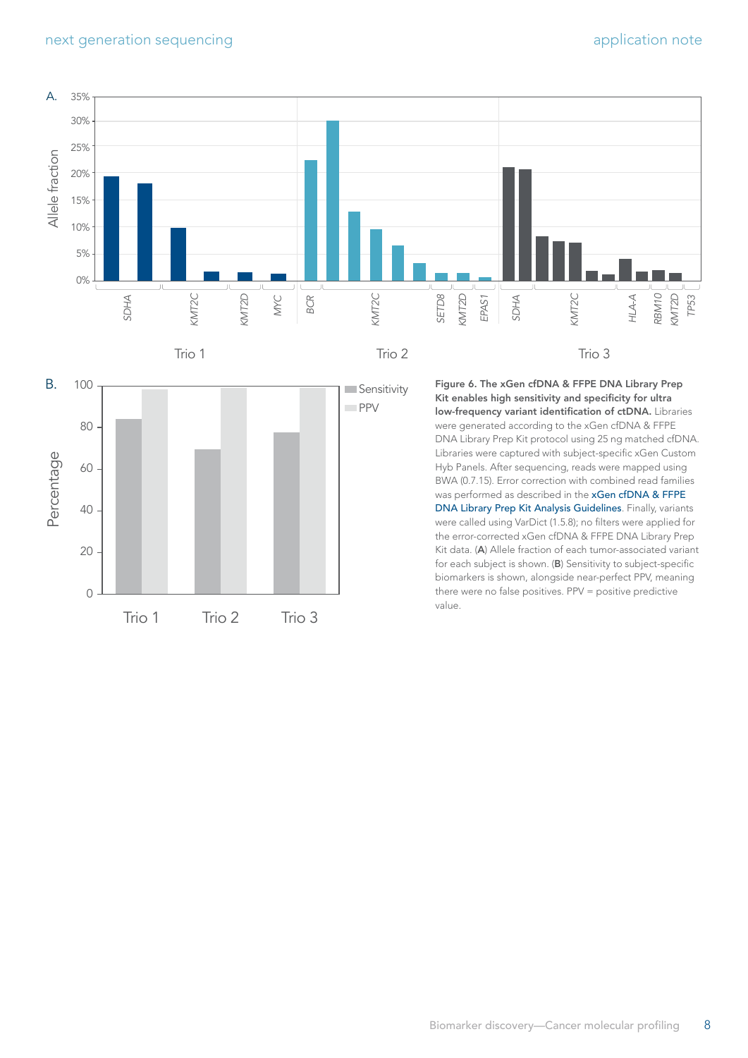**Figure 6. The xGen cfDNA & FFPE DNA Library Prep Kit enables high sensitivity and specificity for ultra low-frequency variant identification of ctDNA.** Libraries were generated according to the xGen cfDNA & FFPE DNA Library Prep Kit protocol using 25 ng matched cfDNA. Libraries were captured with subject-specific xGen Custom Hyb Panels. After sequencing, reads were mapped using BWA (0.7.15). Error correction with combined read families was performed as described in the xGen cfDNA & FFPE DNA Library Prep Kit Analysis Guidelines. Finally, variants were called using VarDict (1.5.8); no filters were applied for the error-corrected xGen cfDNA & FFPE DNA Library Prep Kit data. (**A**) Allele fraction of each tumor-associated variant for each subject is shown. (**B**) Sensitivity to subject-specific biomarkers is shown, alongside near-perfect PPV, meaning there were no false positives. PPV = positive predictive value.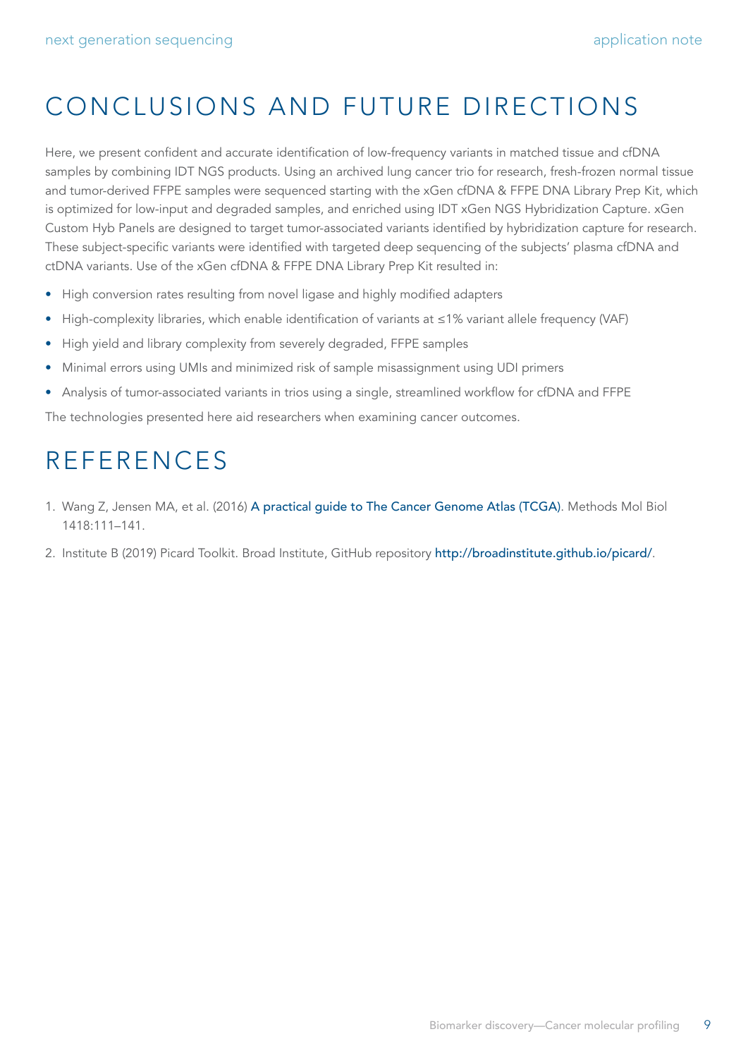# CONCLUSIONS AND FUTURE DIRECTIONS

Here, we present confident and accurate identification of low-frequency variants in matched tissue and cfDNA samples by combining IDT NGS products. Using an archived lung cancer trio for research, fresh-frozen normal tissue and tumor-derived FFPE samples were sequenced starting with the xGen cfDNA & FFPE DNA Library Prep Kit, which is optimized for low-input and degraded samples, and enriched using IDT xGen NGS Hybridization Capture. xGen Custom Hyb Panels are designed to target tumor-associated variants identified by hybridization capture for research. These subject-specific variants were identified with targeted deep sequencing of the subjects' plasma cfDNA and ctDNA variants. Use of the xGen cfDNA & FFPE DNA Library Prep Kit resulted in:

- High conversion rates resulting from novel ligase and highly modified adapters
- High-complexity libraries, which enable identification of variants at ≤1% variant allele frequency (VAF)
- High yield and library complexity from severely degraded, FFPE samples
- Minimal errors using UMIs and minimized risk of sample misassignment using UDI primers
- Analysis of tumor-associated variants in trios using a single, streamlined workflow for cfDNA and FFPE

The technologies presented here aid researchers when examining cancer outcomes.

# REFERENCES

1. Wang Z, Jensen MA, et al. (2016) A practical guide to The Cancer Genome Atlas (TCGA). Methods Mol Biol 1418:111–141.
2. Institute B (2019) Picard Toolkit. Broad Institute, GitHub repository http://broadinstitute.github.io/picard/.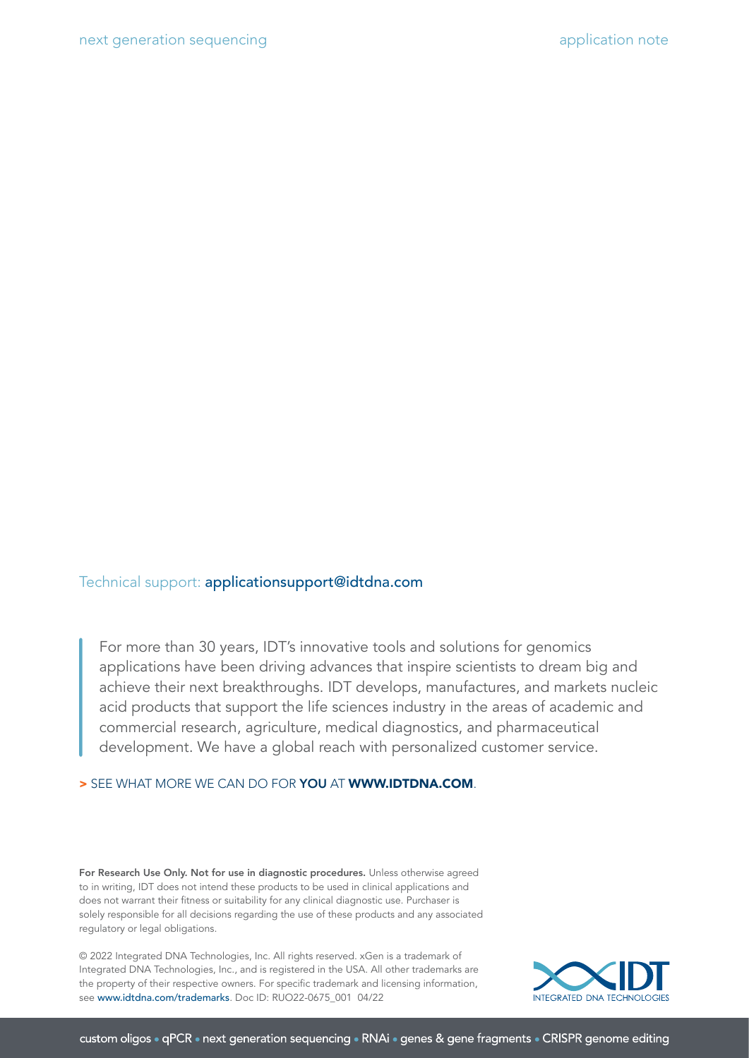Technical support: applicationsupport@idtdna.com

For more than 30 years, IDT's innovative tools and solutions for genomics applications have been driving advances that inspire scientists to dream big and achieve their next breakthroughs. IDT develops, manufactures, and markets nucleic acid products that support the life sciences industry in the areas of academic and commercial research, agriculture, medical diagnostics, and pharmaceutical development. We have a global reach with personalized customer service.

> SEE WHAT MORE WE CAN DO FOR **YOU** AT **WWW.IDTDNA.COM**.

**For Research Use Only. Not for use in diagnostic procedures.** Unless otherwise agreed to in writing, IDT does not intend these products to be used in clinical applications and does not warrant their fitness or suitability for any clinical diagnostic use. Purchaser is solely responsible for all decisions regarding the use of these products and any associated regulatory or legal obligations.

© 2022 Integrated DNA Technologies, Inc. All rights reserved. xGen is a trademark of Integrated DNA Technologies, Inc., and is registered in the USA. All other trademarks are the property of their respective owners. For specific trademark and licensing information, see www.idtdna.com/trademarks. Doc ID: RUO22-0675_001 04/22

INTEGRATED DNA TECHNOLOGIES

custom oligos • qPCR • next generation sequencing • RNAi • genes & gene fragments • CRISPR genome editing